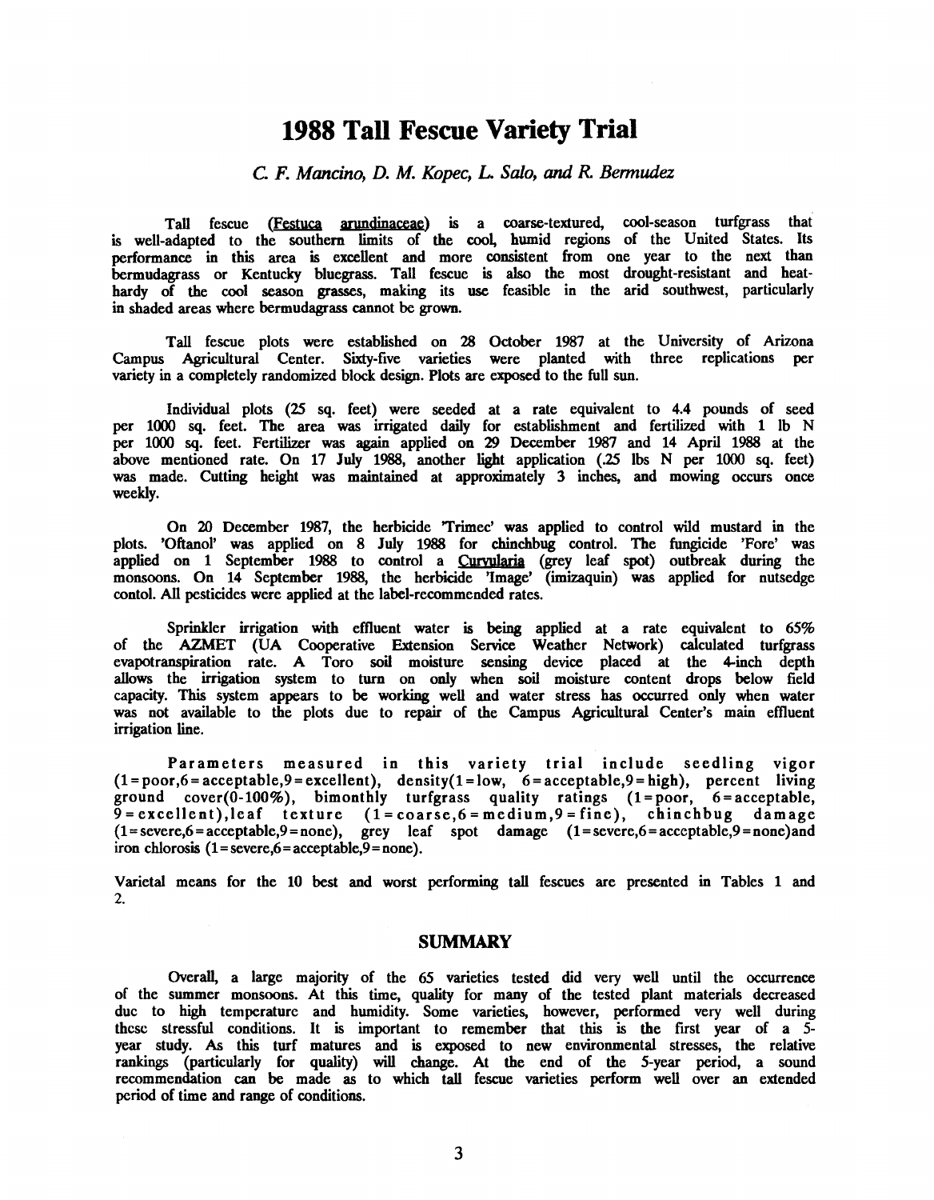# 1988 Tall Fescue Variety Trial

*C. F. Mancino, D. M. Kopec, L. Salo, and R. Bermudez*

Tall fescue (Festuca arundinaceae) is a coarse-textured, cool-season turfgrass that is well-adapted to the southern limits of the cool, humid regions of the United States. Its performance in this area is excellent and more consistent from one year to the next than bermudagrass or Kentucky bluegrass. Tall fescue is also the most drought-resistant and heat-hardy of the cool season grasses, making its use feasible in the arid southwest, particularly in shaded areas where bermudagrass cannot be grown.

Tall fescue plots were established on 28 October 1987 at the University of Arizona Campus Agricultural Center. Sixty-five varieties were planted with three replications per variety in a completely randomized block design. Plots are exposed to the full sun.

Individual plots (25 sq. feet) were seeded at a rate equivalent to 4.4 pounds of seed per 1000 sq. feet. The area was irrigated daily for establishment and fertilized with 1 lb N per 1000 sq. feet. Fertilizer was again applied on 29 December 1987 and 14 April 1988 at the above mentioned rate. On 17 July 1988, another light application (.25 lbs N per 1000 sq. feet) was made. Cutting height was maintained at approximately 3 inches, and mowing occurs once weekly.

On 20 December 1987, the herbicide 'Trimec' was applied to control wild mustard in the plots. 'Oftanol' was applied on 8 July 1988 for chinchbug control. The fungicide 'Fore' was applied on 1 September 1988 to control a Curvularia (grey leaf spot) outbreak during the monsoons. On 14 September 1988, the herbicide 'Image' (imizaquin) was applied for nutsedge contol. All pesticides were applied at the label-recommended rates.

Sprinkler irrigation with effluent water is being applied at a rate equivalent to 65% of the AZMET (UA Cooperative Extension Service Weather Network) calculated turfgrass evapotranspiration rate. A Toro soil moisture sensing device placed at the 4-inch depth allows the irrigation system to turn on only when soil moisture content drops below field capacity. This system appears to be working well and water stress has occurred only when water was not available to the plots due to repair of the Campus Agricultural Center's main effluent irrigation line.

Parameters measured in this variety trial include seedling vigor (1=poor,6=acceptable,9=excellent), density(1=low, 6=acceptable,9=high), percent living ground cover(0-100%), bimonthly turfgrass quality ratings (1=poor, 6=acceptable, 9=excellent),leaf texture (1=coarse,6=medium,9=fine), chinchbug damage (1=severe,6=acceptable,9=none), grey leaf spot damage (1=severe,6=acceptable,9=none)and iron chlorosis (1=severe,6=acceptable,9=none).

Varietal means for the 10 best and worst performing tall fescues are presented in Tables 1 and 2.

## SUMMARY

Overall, a large majority of the 65 varieties tested did very well until the occurrence of the summer monsoons. At this time, quality for many of the tested plant materials decreased due to high temperature and humidity. Some varieties, however, performed very well during these stressful conditions. It is important to remember that this is the first year of a 5-year study. As this turf matures and is exposed to new environmental stresses, the relative rankings (particularly for quality) will change. At the end of the 5-year period, a sound recommendation can be made as to which tall fescue varieties perform well over an extended period of time and range of conditions.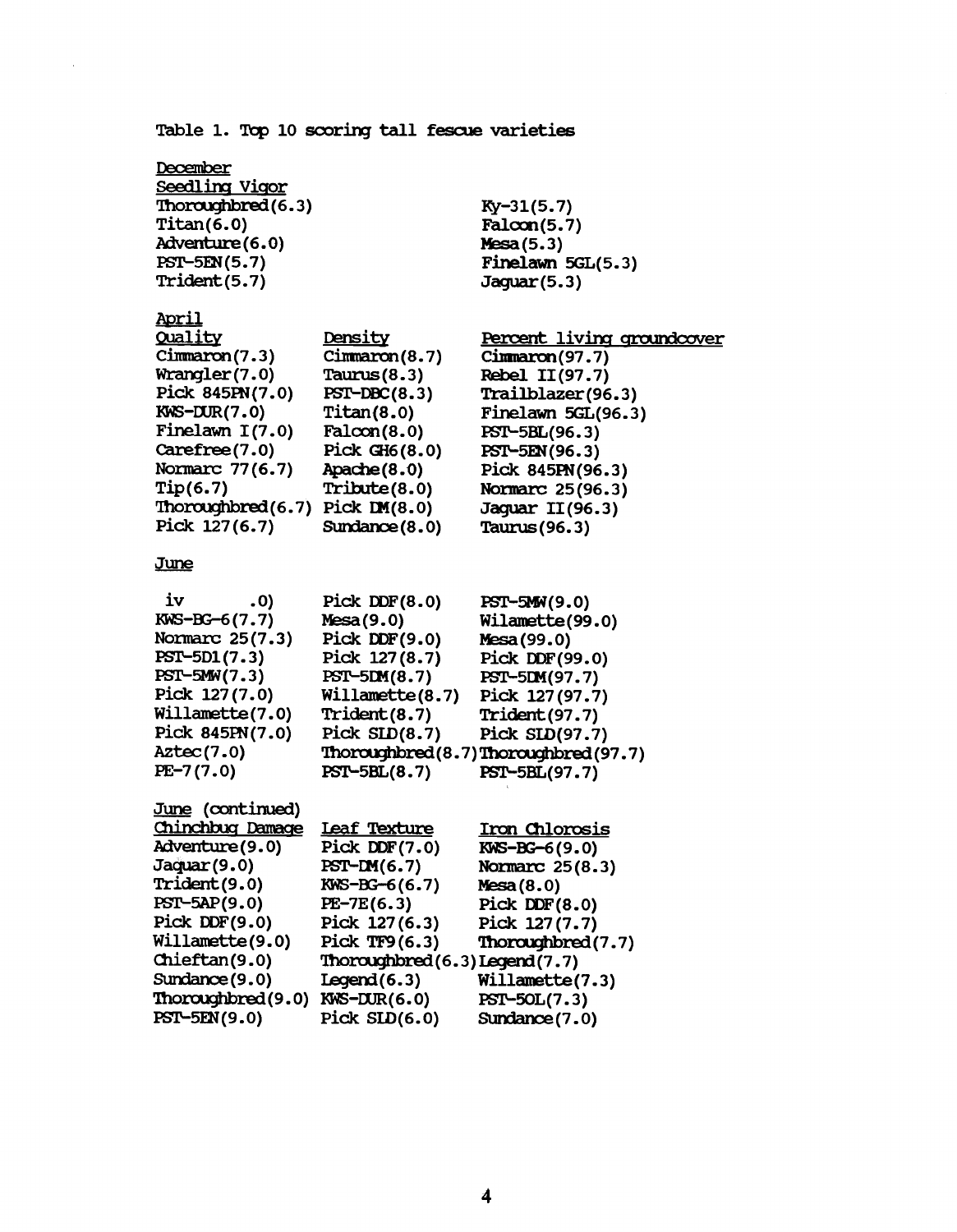Table 1. Top 10 scoring tall fescue varieties

**December**

| Seedling Vigor | |
|---|---|
| Thoroughbred(6.3) | Ky-31(5.7) |
| Titan(6.0) | Falcon(5.7) |
| Adventure(6.0) | Mesa(5.3) |
| PST-5EN(5.7) | Finelawn 5GL(5.3) |
| Trident(5.7) | Jaguar(5.3) |

**April**

| Quality | Density | Percent living groundcover |
|---|---|---|
| Cimmaron(7.3) | Cimmaron(8.7) | Cimmaron(97.7) |
| Wrangler(7.0) | Taurus(8.3) | Rebel II(97.7) |
| Pick 845PN(7.0) | PST-DBC(8.3) | Trailblazer(96.3) |
| KWS-DUR(7.0) | Titan(8.0) | Finelawn 5GL(96.3) |
| Finelawn I(7.0) | Falcon(8.0) | PST-5BL(96.3) |
| Carefree(7.0) | Pick GH6(8.0) | PST-5EN(96.3) |
| Normarc 77(6.7) | Apache(8.0) | Pick 845PN(96.3) |
| Tip(6.7) | Tribute(8.0) | Normarc 25(96.3) |
| Thoroughbred(6.7) | Pick DM(8.0) | Jaguar II(96.3) |
| Pick 127(6.7) | Sundance(8.0) | Taurus(96.3) |

**June**

| | | |
|---|---|---|
| iv .0) | Pick DDF(8.0) | PST-5MW(9.0) |
| KWS-BG-6(7.7) | Mesa(9.0) | Wilamette(99.0) |
| Normarc 25(7.3) | Pick DDF(9.0) | Mesa(99.0) |
| PST-5D1(7.3) | Pick 127(8.7) | Pick DDF(99.0) |
| PST-5MW(7.3) | PST-5DM(8.7) | PST-5DM(97.7) |
| Pick 127(7.0) | Willamette(8.7) | Pick 127(97.7) |
| Willamette(7.0) | Trident(8.7) | Trident(97.7) |
| Pick 845PN(7.0) | Pick SLD(8.7) | Pick SLD(97.7) |
| Aztec(7.0) | Thoroughbred(8.7) | Thoroughbred(97.7) |
| PE-7(7.0) | PST-5BL(8.7) | PST-5BL(97.7) |

**June** (continued)

| Chinchbug Damage | Leaf Texture | Iron Chlorosis |
|---|---|---|
| Adventure(9.0) | Pick DDF(7.0) | KWS-BG-6(9.0) |
| Jaguar(9.0) | PST-DM(6.7) | Normarc 25(8.3) |
| Trident(9.0) | KWS-BG-6(6.7) | Mesa(8.0) |
| PST-5AP(9.0) | PE-7E(6.3) | Pick DDF(8.0) |
| Pick DDF(9.0) | Pick 127(6.3) | Pick 127(7.7) |
| Willamette(9.0) | Pick TF9(6.3) | Thoroughbred(7.7) |
| Chieftan(9.0) | Thoroughbred(6.3) | Legend(7.7) |
| Sundance(9.0) | Legend(6.3) | Willamette(7.3) |
| Thoroughbred(9.0) | KWS-DUR(6.0) | PST-5OL(7.3) |
| PST-5EN(9.0) | Pick SLD(6.0) | Sundance(7.0) |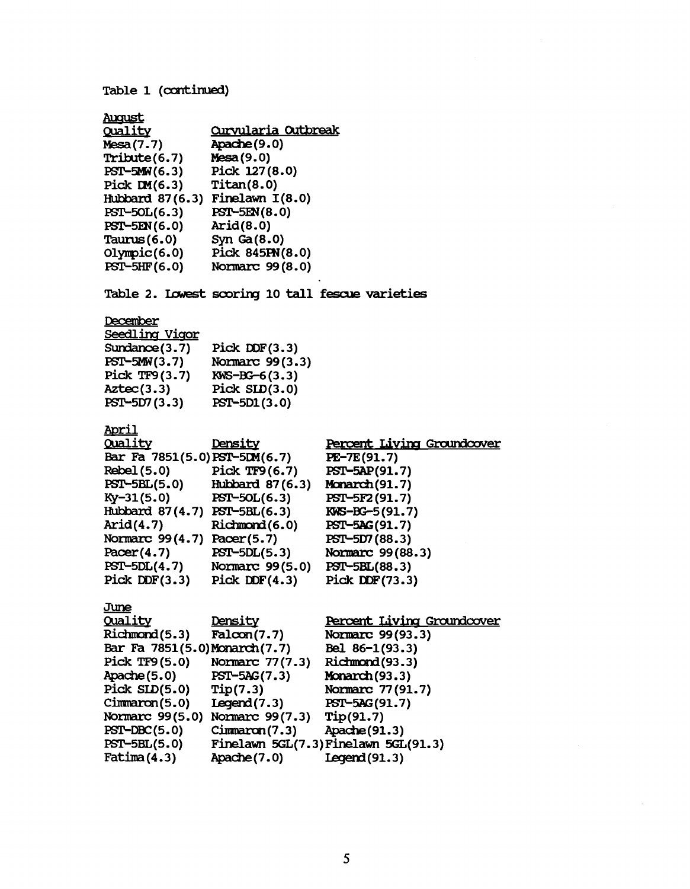Table 1 (continued)

**August**

| Quality | Curvularia Outbreak |
|---|---|
| Mesa(7.7) | Apache(9.0) |
| Tribute(6.7) | Mesa(9.0) |
| PST-5MW(6.3) | Pick 127(8.0) |
| Pick DM(6.3) | Titan(8.0) |
| Hubbard 87(6.3) | Finelawn I(8.0) |
| PST-5OL(6.3) | PST-5EN(8.0) |
| PST-5EN(6.0) | Arid(8.0) |
| Taurus(6.0) | Syn Ga(8.0) |
| Olympic(6.0) | Pick 845PN(8.0) |
| PST-5HF(6.0) | Normarc 99(8.0) |

Table 2. Lowest scoring 10 tall fescue varieties

**December**

| Seedling Vigor | |
|---|---|
| Sundance(3.7) | Pick DDF(3.3) |
| PST-5MW(3.7) | Normarc 99(3.3) |
| Pick TF9(3.7) | KWS-BG-6(3.3) |
| Aztec(3.3) | Pick SLD(3.0) |
| PST-5D7(3.3) | PST-5D1(3.0) |

**April**

| Quality | Density | Percent Living Groundcover |
|---|---|---|
| Bar Fa 7851(5.0) | PST-5DM(6.7) | PE-7E(91.7) |
| Rebel(5.0) | Pick TF9(6.7) | PST-5AP(91.7) |
| PST-5BL(5.0) | Hubbard 87(6.3) | Monarch(91.7) |
| Ky-31(5.0) | PST-5OL(6.3) | PST-5F2(91.7) |
| Hubbard 87(4.7) | PST-5BL(6.3) | KWS-BG-5(91.7) |
| Arid(4.7) | Richmond(6.0) | PST-5AG(91.7) |
| Normarc 99(4.7) | Pacer(5.7) | PST-5D7(88.3) |
| Pacer(4.7) | PST-5DL(5.3) | Normarc 99(88.3) |
| PST-5DL(4.7) | Normarc 99(5.0) | PST-5BL(88.3) |
| Pick DDF(3.3) | Pick DDF(4.3) | Pick DDF(73.3) |

**June**

| Quality | Density | Percent Living Groundcover |
|---|---|---|
| Richmond(5.3) | Falcon(7.7) | Normarc 99(93.3) |
| Bar Fa 7851(5.0) | Monarch(7.7) | Bel 86-1(93.3) |
| Pick TF9(5.0) | Normarc 77(7.3) | Richmond(93.3) |
| Apache(5.0) | PST-5AG(7.3) | Monarch(93.3) |
| Pick SLD(5.0) | Tip(7.3) | Normarc 77(91.7) |
| Cimmaron(5.0) | Legend(7.3) | PST-5AG(91.7) |
| Normarc 99(5.0) | Normarc 99(7.3) | Tip(91.7) |
| PST-DBC(5.0) | Cimmaron(7.3) | Apache(91.3) |
| PST-5BL(5.0) | Finelawn 5GL(7.3) | Finelawn 5GL(91.3) |
| Fatima(4.3) | Apache(7.0) | Legend(91.3) |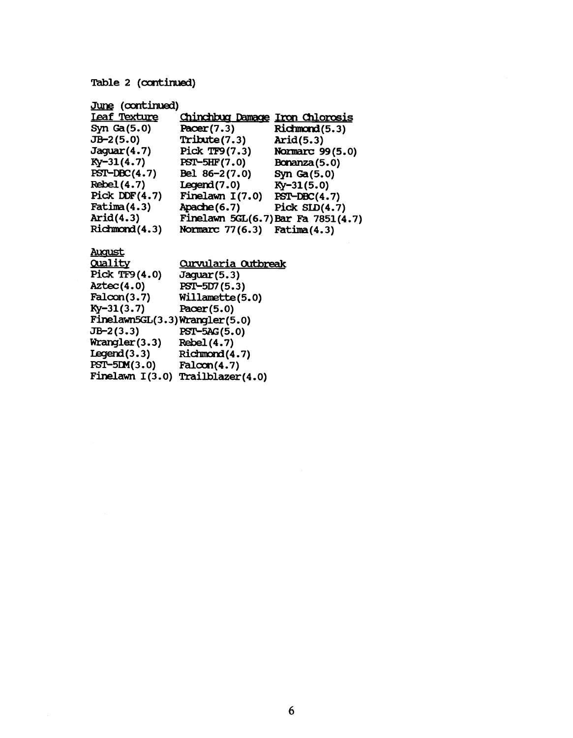Table 2 (continued)

June (continued)

| Leaf Texture | Chinchbug Damage | Iron Chlorosis |
|---|---|---|
| Syn Ga(5.0) | Pacer(7.3) | Richmond(5.3) |
| JB-2(5.0) | Tribute(7.3) | Arid(5.3) |
| Jaguar(4.7) | Pick TF9(7.3) | Normarc 99(5.0) |
| Ky-31(4.7) | PST-5HF(7.0) | Bonanza(5.0) |
| PST-DBC(4.7) | Bel 86-2(7.0) | Syn Ga(5.0) |
| Rebel(4.7) | Legend(7.0) | Ky-31(5.0) |
| Pick DDF(4.7) | Finelawn I(7.0) | PST-DBC(4.7) |
| Fatima(4.3) | Apache(6.7) | Pick SLD(4.7) |
| Arid(4.3) | Finelawn 5GL(6.7) | Bar Fa 7851(4.7) |
| Richmond(4.3) | Normarc 77(6.3) | Fatima(4.3) |

August

| Quality | Curvularia Outbreak |
|---|---|
| Pick TF9(4.0) | Jaguar(5.3) |
| Aztec(4.0) | PST-5D7(5.3) |
| Falcon(3.7) | Willamette(5.0) |
| Ky-31(3.7) | Pacer(5.0) |
| Finelawn5GL(3.3) | Wrangler(5.0) |
| JB-2(3.3) | PST-5AG(5.0) |
| Wrangler(3.3) | Rebel(4.7) |
| Legend(3.3) | Richmond(4.7) |
| PST-5DM(3.0) | Falcon(4.7) |
| Finelawn I(3.0) | Trailblazer(4.0) |